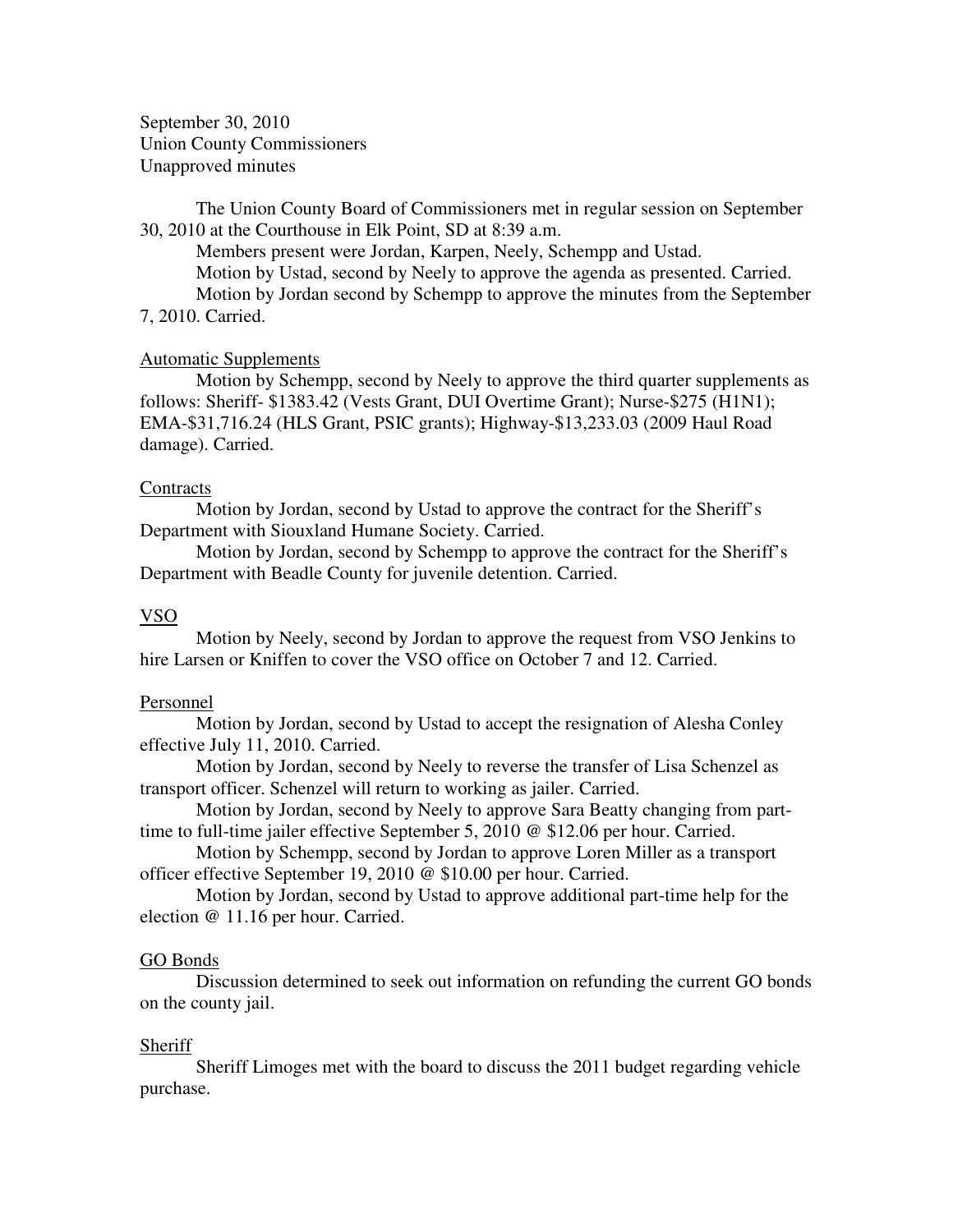September 30, 2010
Union County Commissioners
Unapproved minutes

The Union County Board of Commissioners met in regular session on September 30, 2010 at the Courthouse in Elk Point, SD at 8:39 a.m.

Members present were Jordan, Karpen, Neely, Schempp and Ustad.

Motion by Ustad, second by Neely to approve the agenda as presented. Carried.

Motion by Jordan second by Schempp to approve the minutes from the September 7, 2010. Carried.

## Automatic Supplements

Motion by Schempp, second by Neely to approve the third quarter supplements as follows: Sheriff- $1383.42 (Vests Grant, DUI Overtime Grant); Nurse-$275 (H1N1); EMA-$31,716.24 (HLS Grant, PSIC grants); Highway-$13,233.03 (2009 Haul Road damage). Carried.

## Contracts

Motion by Jordan, second by Ustad to approve the contract for the Sheriff's Department with Siouxland Humane Society. Carried.

Motion by Jordan, second by Schempp to approve the contract for the Sheriff's Department with Beadle County for juvenile detention. Carried.

## VSO

Motion by Neely, second by Jordan to approve the request from VSO Jenkins to hire Larsen or Kniffen to cover the VSO office on October 7 and 12. Carried.

## Personnel

Motion by Jordan, second by Ustad to accept the resignation of Alesha Conley effective July 11, 2010. Carried.

Motion by Jordan, second by Neely to reverse the transfer of Lisa Schenzel as transport officer. Schenzel will return to working as jailer. Carried.

Motion by Jordan, second by Neely to approve Sara Beatty changing from part-time to full-time jailer effective September 5, 2010 @ $12.06 per hour. Carried.

Motion by Schempp, second by Jordan to approve Loren Miller as a transport officer effective September 19, 2010 @ $10.00 per hour. Carried.

Motion by Jordan, second by Ustad to approve additional part-time help for the election @ 11.16 per hour. Carried.

## GO Bonds

Discussion determined to seek out information on refunding the current GO bonds on the county jail.

## Sheriff

Sheriff Limoges met with the board to discuss the 2011 budget regarding vehicle purchase.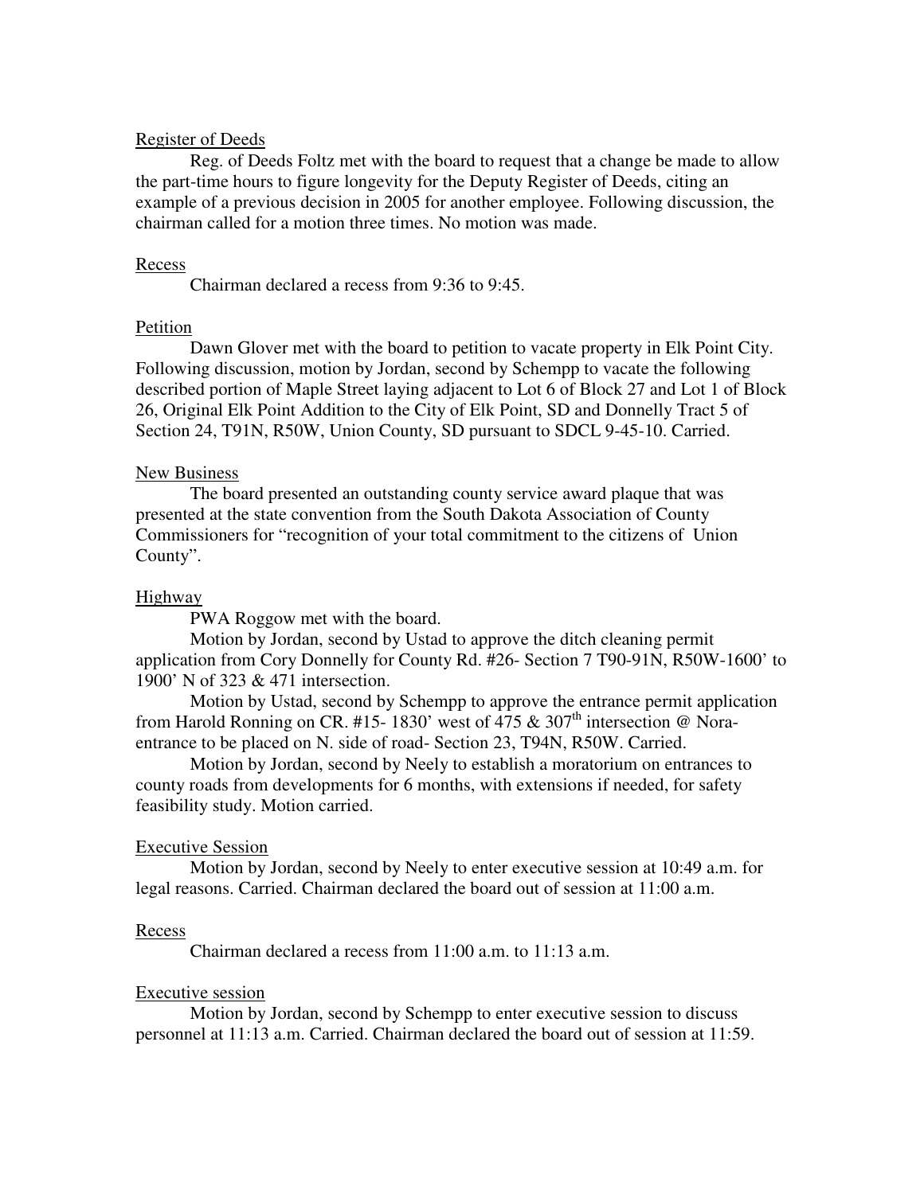Register of Deeds

Reg. of Deeds Foltz met with the board to request that a change be made to allow the part-time hours to figure longevity for the Deputy Register of Deeds, citing an example of a previous decision in 2005 for another employee. Following discussion, the chairman called for a motion three times. No motion was made.

Recess

Chairman declared a recess from 9:36 to 9:45.

Petition

Dawn Glover met with the board to petition to vacate property in Elk Point City. Following discussion, motion by Jordan, second by Schempp to vacate the following described portion of Maple Street laying adjacent to Lot 6 of Block 27 and Lot 1 of Block 26, Original Elk Point Addition to the City of Elk Point, SD and Donnelly Tract 5 of Section 24, T91N, R50W, Union County, SD pursuant to SDCL 9-45-10. Carried.

New Business

The board presented an outstanding county service award plaque that was presented at the state convention from the South Dakota Association of County Commissioners for "recognition of your total commitment to the citizens of Union County".

Highway

PWA Roggow met with the board.

Motion by Jordan, second by Ustad to approve the ditch cleaning permit application from Cory Donnelly for County Rd. #26- Section 7 T90-91N, R50W-1600' to 1900' N of 323 & 471 intersection.

Motion by Ustad, second by Schempp to approve the entrance permit application from Harold Ronning on CR. #15- 1830' west of 475 & 307th intersection @ Nora- entrance to be placed on N. side of road- Section 23, T94N, R50W. Carried.

Motion by Jordan, second by Neely to establish a moratorium on entrances to county roads from developments for 6 months, with extensions if needed, for safety feasibility study. Motion carried.

Executive Session

Motion by Jordan, second by Neely to enter executive session at 10:49 a.m. for legal reasons. Carried. Chairman declared the board out of session at 11:00 a.m.

Recess

Chairman declared a recess from 11:00 a.m. to 11:13 a.m.

Executive session

Motion by Jordan, second by Schempp to enter executive session to discuss personnel at 11:13 a.m. Carried. Chairman declared the board out of session at 11:59.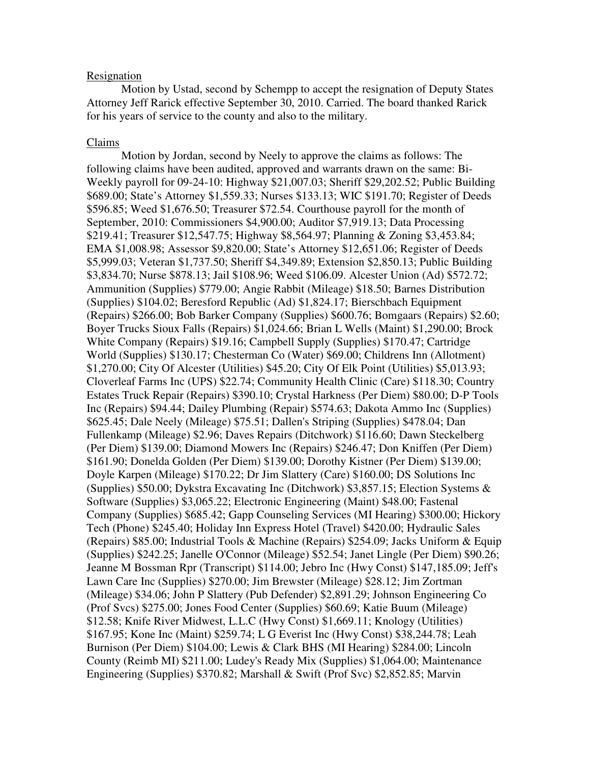Resignation

Motion by Ustad, second by Schempp to accept the resignation of Deputy States Attorney Jeff Rarick effective September 30, 2010. Carried. The board thanked Rarick for his years of service to the county and also to the military.

Claims

Motion by Jordan, second by Neely to approve the claims as follows: The following claims have been audited, approved and warrants drawn on the same: Bi-Weekly payroll for 09-24-10: Highway $21,007.03; Sheriff $29,202.52; Public Building $689.00; State's Attorney $1,559.33; Nurses $133.13; WIC $191.70; Register of Deeds $596.85; Weed $1,676.50; Treasurer $72.54. Courthouse payroll for the month of September, 2010: Commissioners $4,900.00; Auditor $7,919.13; Data Processing $219.41; Treasurer $12,547.75; Highway $8,564.97; Planning & Zoning $3,453.84; EMA $1,008.98; Assessor $9,820.00; State's Attorney $12,651.06; Register of Deeds $5,999.03; Veteran $1,737.50; Sheriff $4,349.89; Extension $2,850.13; Public Building $3,834.70; Nurse $878.13; Jail $108.96; Weed $106.09. Alcester Union (Ad) $572.72; Ammunition (Supplies) $779.00; Angie Rabbit (Mileage) $18.50; Barnes Distribution (Supplies) $104.02; Beresford Republic (Ad) $1,824.17; Bierschbach Equipment (Repairs) $266.00; Bob Barker Company (Supplies) $600.76; Bomgaars (Repairs) $2.60; Boyer Trucks Sioux Falls (Repairs) $1,024.66; Brian L Wells (Maint) $1,290.00; Brock White Company (Repairs) $19.16; Campbell Supply (Supplies) $170.47; Cartridge World (Supplies) $130.17; Chesterman Co (Water) $69.00; Childrens Inn (Allotment) $1,270.00; City Of Alcester (Utilities) $45.20; City Of Elk Point (Utilities) $5,013.93; Cloverleaf Farms Inc (UPS) $22.74; Community Health Clinic (Care) $118.30; Country Estates Truck Repair (Repairs) $390.10; Crystal Harkness (Per Diem) $80.00; D-P Tools Inc (Repairs) $94.44; Dailey Plumbing (Repair) $574.63; Dakota Ammo Inc (Supplies) $625.45; Dale Neely (Mileage) $75.51; Dallen's Striping (Supplies) $478.04; Dan Fullenkamp (Mileage) $2.96; Daves Repairs (Ditchwork) $116.60; Dawn Steckelberg (Per Diem) $139.00; Diamond Mowers Inc (Repairs) $246.47; Don Kniffen (Per Diem) $161.90; Donelda Golden (Per Diem) $139.00; Dorothy Kistner (Per Diem) $139.00; Doyle Karpen (Mileage) $170.22; Dr Jim Slattery (Care) $160.00; DS Solutions Inc (Supplies) $50.00; Dykstra Excavating Inc (Ditchwork) $3,857.15; Election Systems & Software (Supplies) $3,065.22; Electronic Engineering (Maint) $48.00; Fastenal Company (Supplies) $685.42; Gapp Counseling Services (MI Hearing) $300.00; Hickory Tech (Phone) $245.40; Holiday Inn Express Hotel (Travel) $420.00; Hydraulic Sales (Repairs) $85.00; Industrial Tools & Machine (Repairs) $254.09; Jacks Uniform & Equip (Supplies) $242.25; Janelle O'Connor (Mileage) $52.54; Janet Lingle (Per Diem) $90.26; Jeanne M Bossman Rpr (Transcript) $114.00; Jebro Inc (Hwy Const) $147,185.09; Jeff's Lawn Care Inc (Supplies) $270.00; Jim Brewster (Mileage) $28.12; Jim Zortman (Mileage) $34.06; John P Slattery (Pub Defender) $2,891.29; Johnson Engineering Co (Prof Svcs) $275.00; Jones Food Center (Supplies) $60.69; Katie Buum (Mileage) $12.58; Knife River Midwest, L.L.C (Hwy Const) $1,669.11; Knology (Utilities) $167.95; Kone Inc (Maint) $259.74; L G Everist Inc (Hwy Const) $38,244.78; Leah Burnison (Per Diem) $104.00; Lewis & Clark BHS (MI Hearing) $284.00; Lincoln County (Reimb MI) $211.00; Ludey's Ready Mix (Supplies) $1,064.00; Maintenance Engineering (Supplies) $370.82; Marshall & Swift (Prof Svc) $2,852.85; Marvin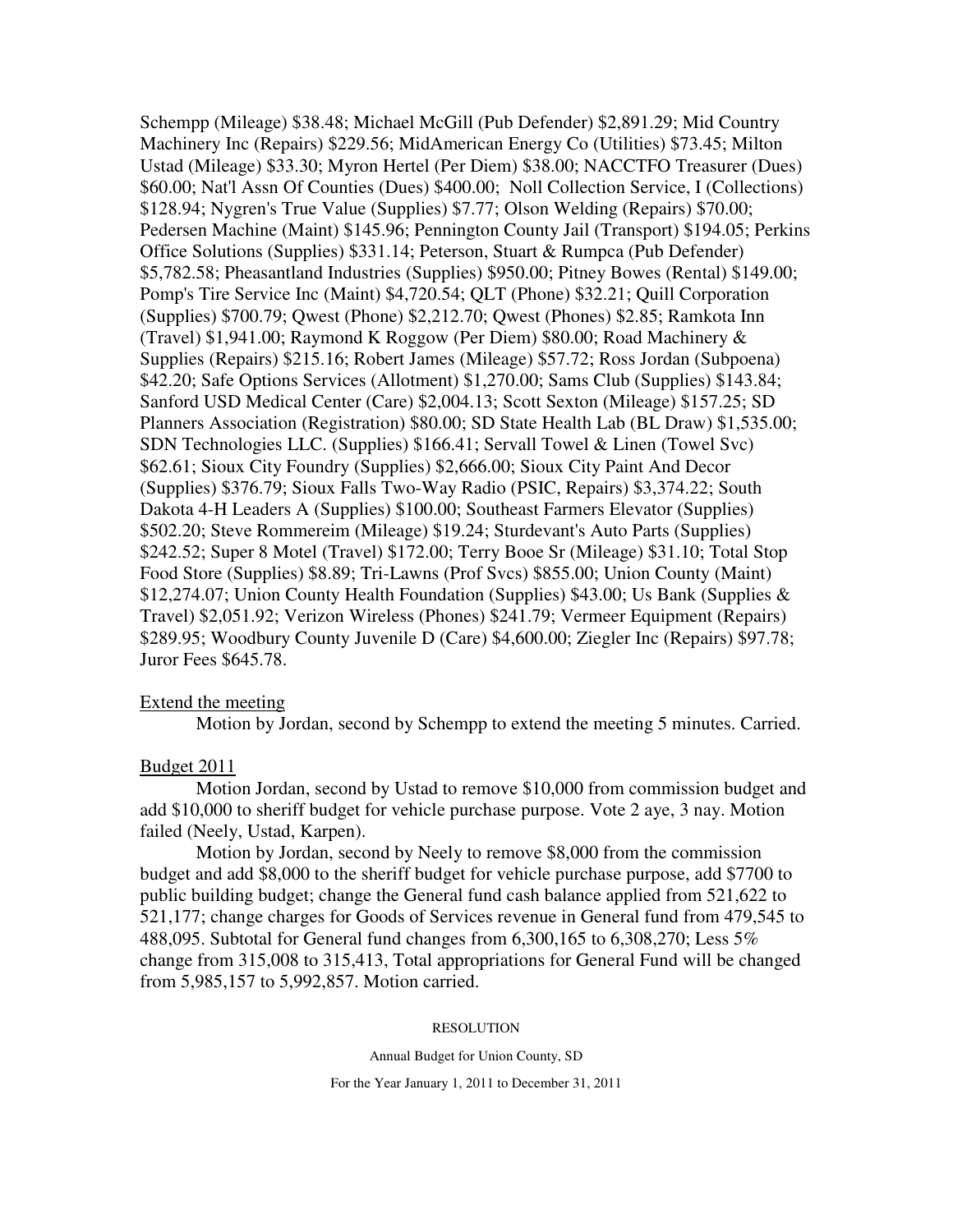Schempp (Mileage) $38.48; Michael McGill (Pub Defender) $2,891.29; Mid Country Machinery Inc (Repairs) $229.56; MidAmerican Energy Co (Utilities) $73.45; Milton Ustad (Mileage) $33.30; Myron Hertel (Per Diem) $38.00; NACCTFO Treasurer (Dues) $60.00; Nat'l Assn Of Counties (Dues) $400.00; Noll Collection Service, I (Collections) $128.94; Nygren's True Value (Supplies) $7.77; Olson Welding (Repairs) $70.00; Pedersen Machine (Maint) $145.96; Pennington County Jail (Transport) $194.05; Perkins Office Solutions (Supplies) $331.14; Peterson, Stuart & Rumpca (Pub Defender) $5,782.58; Pheasantland Industries (Supplies) $950.00; Pitney Bowes (Rental) $149.00; Pomp's Tire Service Inc (Maint) $4,720.54; QLT (Phone) $32.21; Quill Corporation (Supplies) $700.79; Qwest (Phone) $2,212.70; Qwest (Phones) $2.85; Ramkota Inn (Travel) $1,941.00; Raymond K Roggow (Per Diem) $80.00; Road Machinery & Supplies (Repairs) $215.16; Robert James (Mileage) $57.72; Ross Jordan (Subpoena) $42.20; Safe Options Services (Allotment) $1,270.00; Sams Club (Supplies) $143.84; Sanford USD Medical Center (Care) $2,004.13; Scott Sexton (Mileage) $157.25; SD Planners Association (Registration) $80.00; SD State Health Lab (BL Draw) $1,535.00; SDN Technologies LLC. (Supplies) $166.41; Servall Towel & Linen (Towel Svc) $62.61; Sioux City Foundry (Supplies) $2,666.00; Sioux City Paint And Decor (Supplies) $376.79; Sioux Falls Two-Way Radio (PSIC, Repairs) $3,374.22; South Dakota 4-H Leaders A (Supplies) $100.00; Southeast Farmers Elevator (Supplies) $502.20; Steve Rommereim (Mileage) $19.24; Sturdevant's Auto Parts (Supplies) $242.52; Super 8 Motel (Travel) $172.00; Terry Booe Sr (Mileage) $31.10; Total Stop Food Store (Supplies) $8.89; Tri-Lawns (Prof Svcs) $855.00; Union County (Maint) $12,274.07; Union County Health Foundation (Supplies) $43.00; Us Bank (Supplies & Travel) $2,051.92; Verizon Wireless (Phones) $241.79; Vermeer Equipment (Repairs) $289.95; Woodbury County Juvenile D (Care) $4,600.00; Ziegler Inc (Repairs) $97.78; Juror Fees $645.78.

Extend the meeting

Motion by Jordan, second by Schempp to extend the meeting 5 minutes. Carried.

Budget 2011

Motion Jordan, second by Ustad to remove $10,000 from commission budget and add $10,000 to sheriff budget for vehicle purchase purpose. Vote 2 aye, 3 nay. Motion failed (Neely, Ustad, Karpen).

Motion by Jordan, second by Neely to remove $8,000 from the commission budget and add $8,000 to the sheriff budget for vehicle purchase purpose, add $7700 to public building budget; change the General fund cash balance applied from 521,622 to 521,177; change charges for Goods of Services revenue in General fund from 479,545 to 488,095. Subtotal for General fund changes from 6,300,165 to 6,308,270; Less 5% change from 315,008 to 315,413, Total appropriations for General Fund will be changed from 5,985,157 to 5,992,857. Motion carried.

RESOLUTION

Annual Budget for Union County, SD

For the Year January 1, 2011 to December 31, 2011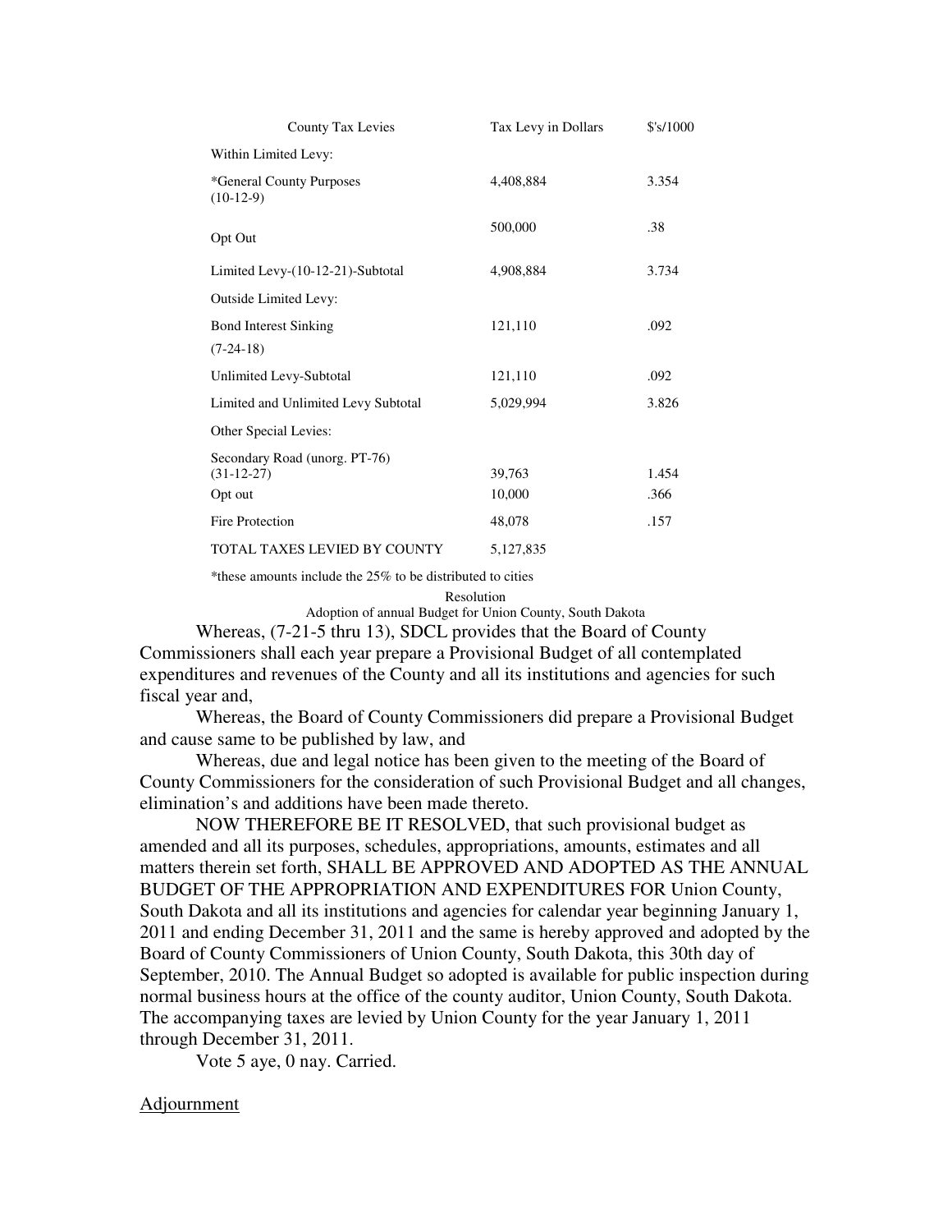| County Tax Levies | Tax Levy in Dollars | $'s/1000 |
|---|---|---|
| Within Limited Levy: | | |
| *General County Purposes (10-12-9) | 4,408,884 | 3.354 |
| Opt Out | 500,000 | .38 |
| Limited Levy-(10-12-21)-Subtotal | 4,908,884 | 3.734 |
| Outside Limited Levy: | | |
| Bond Interest Sinking (7-24-18) | 121,110 | .092 |
| Unlimited Levy-Subtotal | 121,110 | .092 |
| Limited and Unlimited Levy Subtotal | 5,029,994 | 3.826 |
| Other Special Levies: | | |
| Secondary Road (unorg. PT-76) (31-12-27) | 39,763 | 1.454 |
| Opt out | 10,000 | .366 |
| Fire Protection | 48,078 | .157 |
| TOTAL TAXES LEVIED BY COUNTY | 5,127,835 | |

*these amounts include the 25% to be distributed to cities

Resolution
Adoption of annual Budget for Union County, South Dakota

Whereas, (7-21-5 thru 13), SDCL provides that the Board of County Commissioners shall each year prepare a Provisional Budget of all contemplated expenditures and revenues of the County and all its institutions and agencies for such fiscal year and,

Whereas, the Board of County Commissioners did prepare a Provisional Budget and cause same to be published by law, and

Whereas, due and legal notice has been given to the meeting of the Board of County Commissioners for the consideration of such Provisional Budget and all changes, elimination's and additions have been made thereto.

NOW THEREFORE BE IT RESOLVED, that such provisional budget as amended and all its purposes, schedules, appropriations, amounts, estimates and all matters therein set forth, SHALL BE APPROVED AND ADOPTED AS THE ANNUAL BUDGET OF THE APPROPRIATION AND EXPENDITURES FOR Union County, South Dakota and all its institutions and agencies for calendar year beginning January 1, 2011 and ending December 31, 2011 and the same is hereby approved and adopted by the Board of County Commissioners of Union County, South Dakota, this 30th day of September, 2010. The Annual Budget so adopted is available for public inspection during normal business hours at the office of the county auditor, Union County, South Dakota. The accompanying taxes are levied by Union County for the year January 1, 2011 through December 31, 2011.

Vote 5 aye, 0 nay. Carried.

Adjournment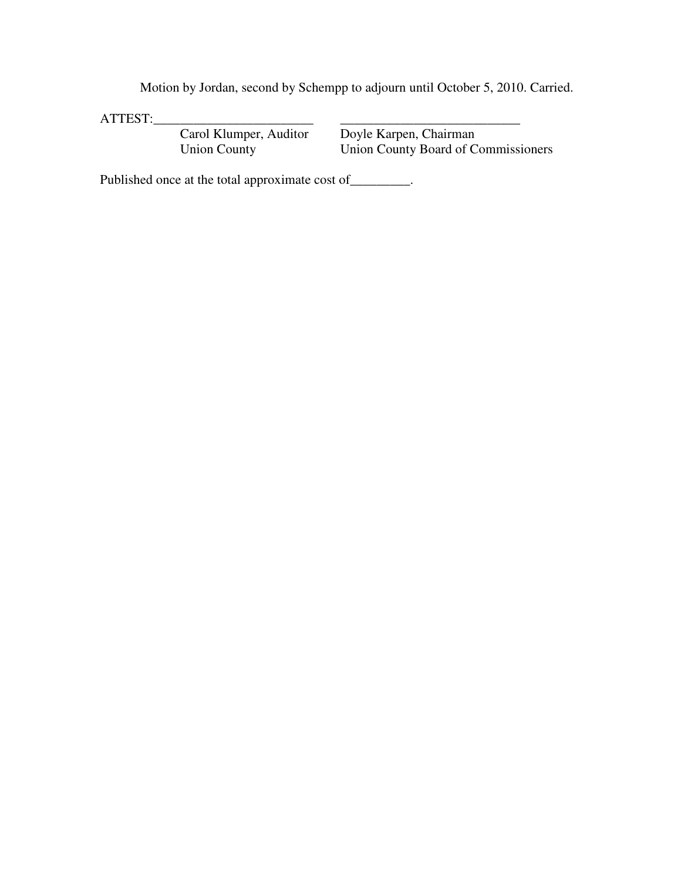Motion by Jordan, second by Schempp to adjourn until October 5, 2010. Carried.

ATTEST:________________________ ___________________________

Carol Klumper, Auditor
Union County

Doyle Karpen, Chairman
Union County Board of Commissioners

Published once at the total approximate cost of_________.